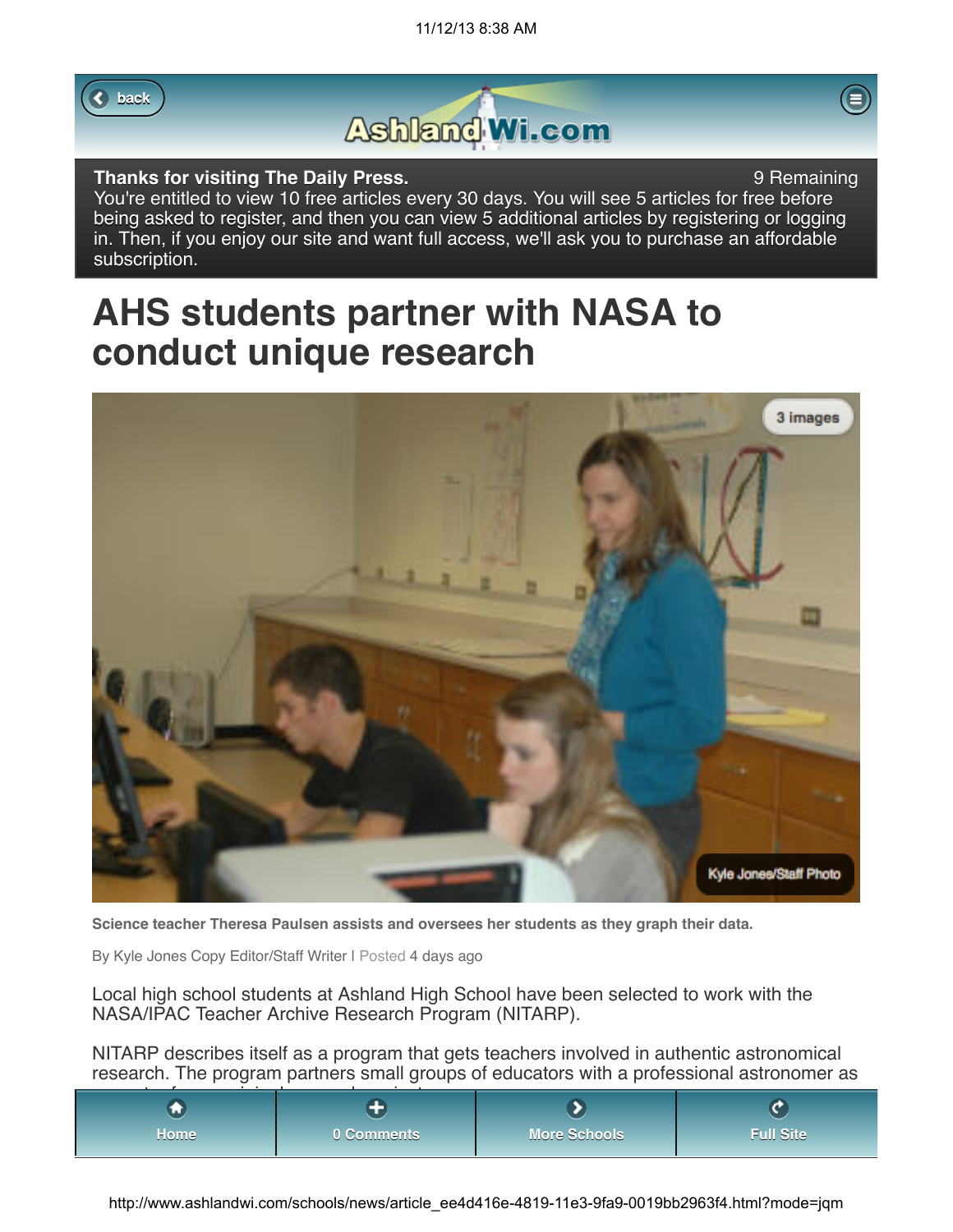Thanks for visiting The Daily Press. 9 Remaining

You're entitled to view 10 free articles every 30 days. You will see 5 articles for free before being asked to register, and then you can view 5 additional articles by registering or logging in. Then, if you enjoy our site and want full access, we'll ask you to purchase an affordable subscription.

# AHS students partner with NASA to conduct unique research

Science teacher Theresa Paulsen assists and oversees her students as they graph their data.

By Kyle Jones Copy Editor/Staff Writer | Posted 4 days ago

Local high school students at Ashland High School have been selected to work with the NASA/IPAC Teacher Archive Research Program (NITARP).

NITARP describes itself as a program that gets teachers involved in authentic astronomical research. The program partners small groups of educators with a professional astronomer as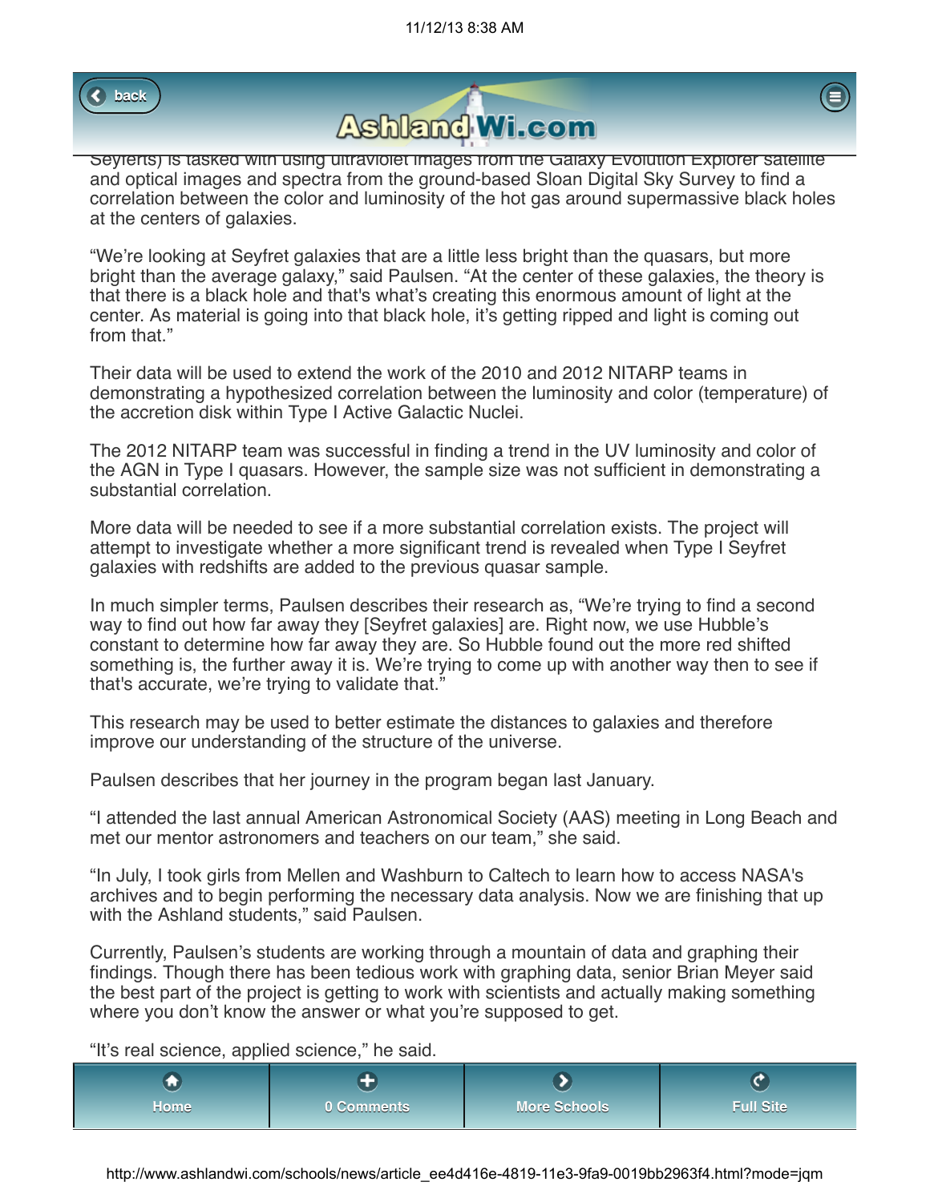Seyferts) is tasked with using ultraviolet images from the Galaxy Evolution Explorer satellite and optical images and spectra from the ground-based Sloan Digital Sky Survey to find a correlation between the color and luminosity of the hot gas around supermassive black holes at the centers of galaxies.

“We’re looking at Seyfret galaxies that are a little less bright than the quasars, but more bright than the average galaxy,” said Paulsen. “At the center of these galaxies, the theory is that there is a black hole and that's what’s creating this enormous amount of light at the center. As material is going into that black hole, it’s getting ripped and light is coming out from that.”

Their data will be used to extend the work of the 2010 and 2012 NITARP teams in demonstrating a hypothesized correlation between the luminosity and color (temperature) of the accretion disk within Type I Active Galactic Nuclei.

The 2012 NITARP team was successful in finding a trend in the UV luminosity and color of the AGN in Type I quasars. However, the sample size was not sufficient in demonstrating a substantial correlation.

More data will be needed to see if a more substantial correlation exists. The project will attempt to investigate whether a more significant trend is revealed when Type I Seyfret galaxies with redshifts are added to the previous quasar sample.

In much simpler terms, Paulsen describes their research as, “We’re trying to find a second way to find out how far away they [Seyfret galaxies] are. Right now, we use Hubble’s constant to determine how far away they are. So Hubble found out the more red shifted something is, the further away it is. We’re trying to come up with another way then to see if that's accurate, we’re trying to validate that.”

This research may be used to better estimate the distances to galaxies and therefore improve our understanding of the structure of the universe.

Paulsen describes that her journey in the program began last January.

“I attended the last annual American Astronomical Society (AAS) meeting in Long Beach and met our mentor astronomers and teachers on our team,” she said.

“In July, I took girls from Mellen and Washburn to Caltech to learn how to access NASA's archives and to begin performing the necessary data analysis. Now we are finishing that up with the Ashland students,” said Paulsen.

Currently, Paulsen’s students are working through a mountain of data and graphing their findings. Though there has been tedious work with graphing data, senior Brian Meyer said the best part of the project is getting to work with scientists and actually making something where you don’t know the answer or what you’re supposed to get.

“It’s real science, applied science,” he said.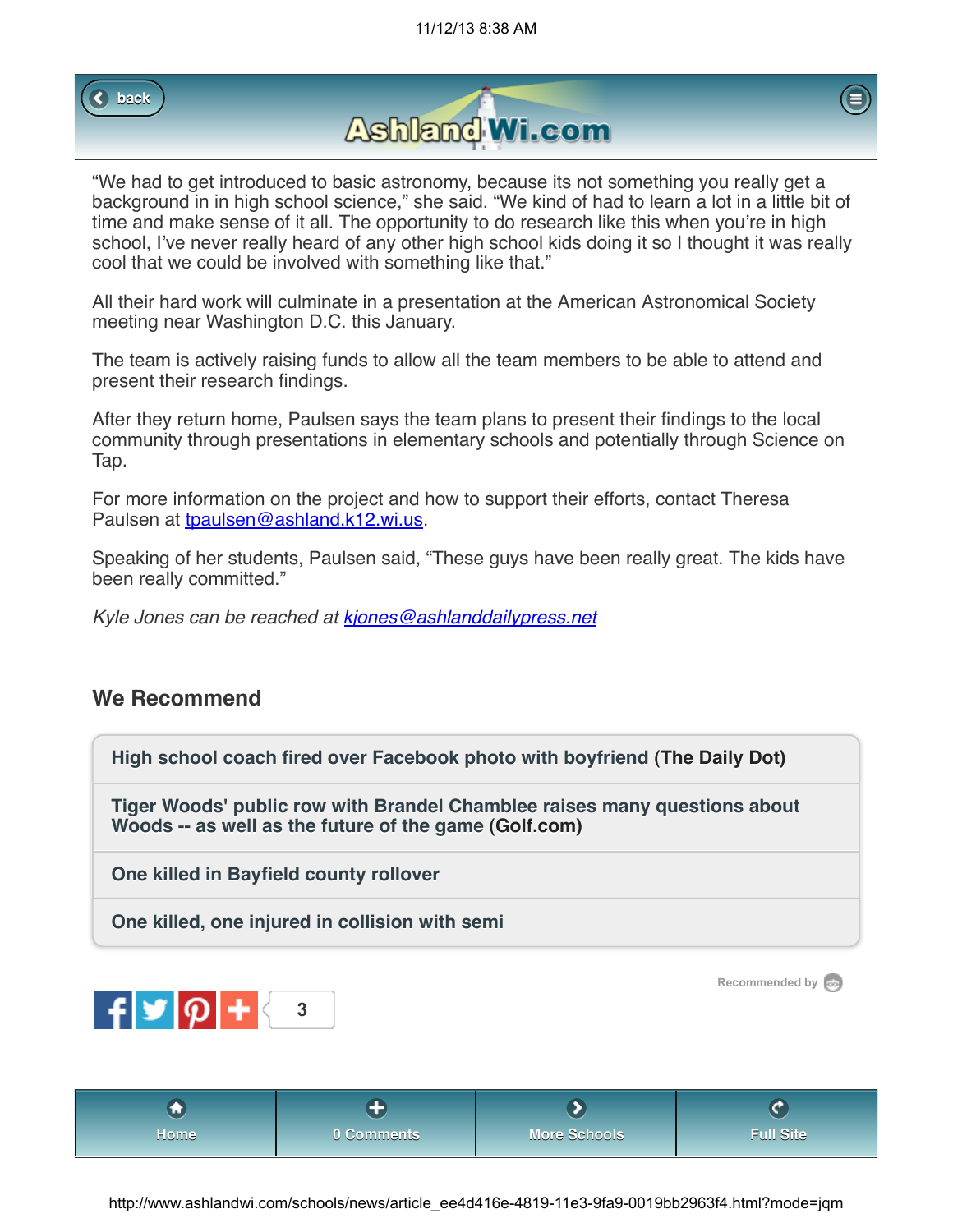"We had to get introduced to basic astronomy, because its not something you really get a background in in high school science," she said. "We kind of had to learn a lot in a little bit of time and make sense of it all. The opportunity to do research like this when you're in high school, I've never really heard of any other high school kids doing it so I thought it was really cool that we could be involved with something like that."

All their hard work will culminate in a presentation at the American Astronomical Society meeting near Washington D.C. this January.

The team is actively raising funds to allow all the team members to be able to attend and present their research findings.

After they return home, Paulsen says the team plans to present their findings to the local community through presentations in elementary schools and potentially through Science on Tap.

For more information on the project and how to support their efforts, contact Theresa Paulsen at tpaulsen@ashland.k12.wi.us.

Speaking of her students, Paulsen said, "These guys have been really great. The kids have been really committed."

*Kyle Jones can be reached at kjones@ashlanddailypress.net*

## We Recommend

- **High school coach fired over Facebook photo with boyfriend (The Daily Dot)**
- **Tiger Woods' public row with Brandel Chamblee raises many questions about Woods -- as well as the future of the game (Golf.com)**
- **One killed in Bayfield county rollover**
- **One killed, one injured in collision with semi**

Recommended by

3

Home | 0 Comments | More Schools | Full Site